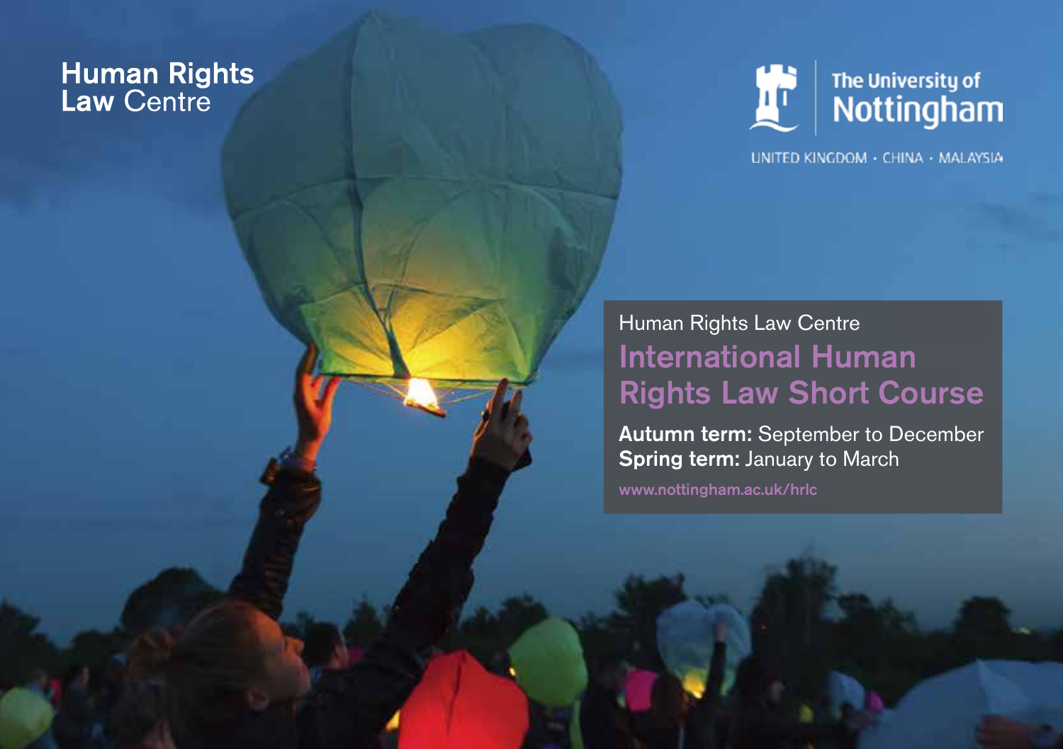Human Rights
Law Centre

The University of
Nottingham

UNITED KINGDOM · CHINA · MALAYSIA

Human Rights Law Centre

# International Human Rights Law Short Course

**Autumn term:** September to December
**Spring term:** January to March

www.nottingham.ac.uk/hrlc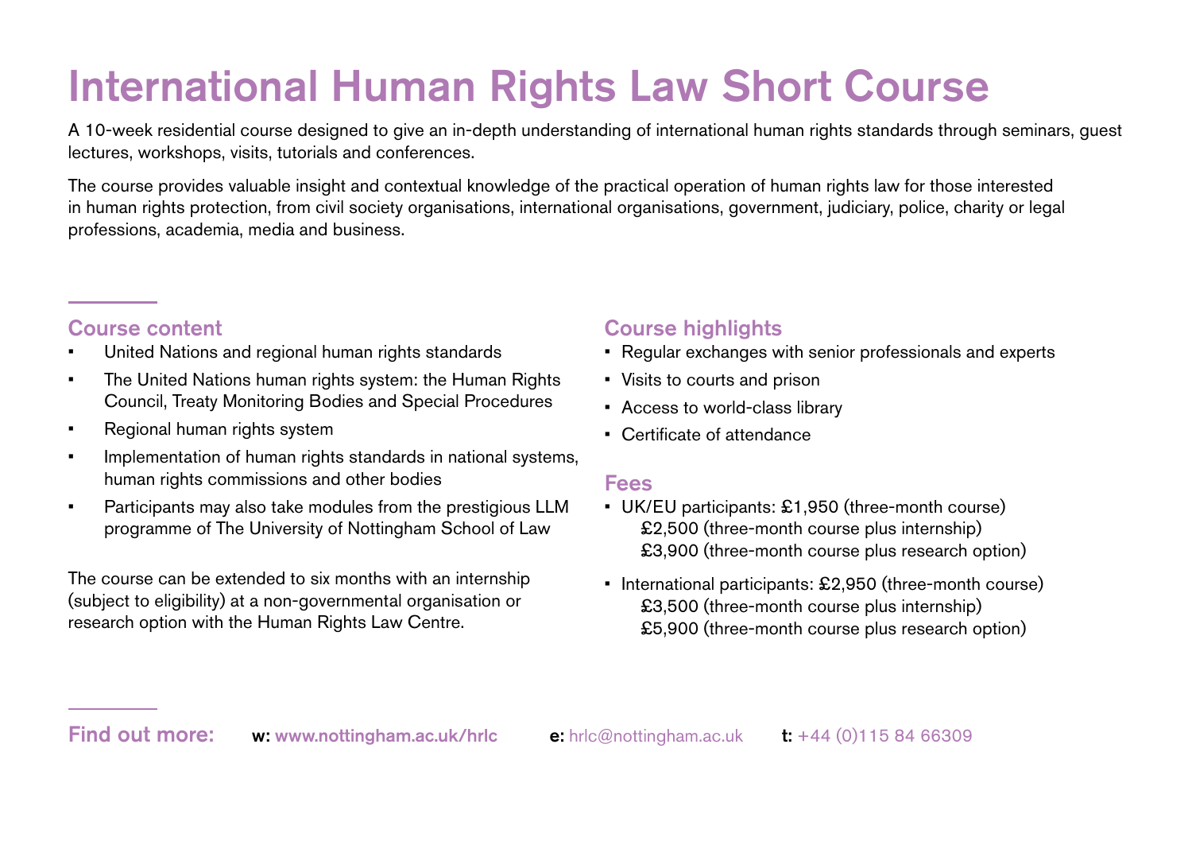# International Human Rights Law Short Course

A 10-week residential course designed to give an in-depth understanding of international human rights standards through seminars, guest lectures, workshops, visits, tutorials and conferences.

The course provides valuable insight and contextual knowledge of the practical operation of human rights law for those interested in human rights protection, from civil society organisations, international organisations, government, judiciary, police, charity or legal professions, academia, media and business.

## Course content

- United Nations and regional human rights standards
- The United Nations human rights system: the Human Rights Council, Treaty Monitoring Bodies and Special Procedures
- Regional human rights system
- Implementation of human rights standards in national systems, human rights commissions and other bodies
- Participants may also take modules from the prestigious LLM programme of The University of Nottingham School of Law

The course can be extended to six months with an internship (subject to eligibility) at a non-governmental organisation or research option with the Human Rights Law Centre.

## Course highlights

- Regular exchanges with senior professionals and experts
- Visits to courts and prison
- Access to world-class library
- Certificate of attendance

## Fees

- UK/EU participants: £1,950 (three-month course)
  £2,500 (three-month course plus internship)
  £3,900 (three-month course plus research option)
- International participants: £2,950 (three-month course)
  £3,500 (three-month course plus internship)
  £5,900 (three-month course plus research option)

**Find out more:** **w:** www.nottingham.ac.uk/hrlc **e:** hrlc@nottingham.ac.uk **t:** +44 (0)115 84 66309